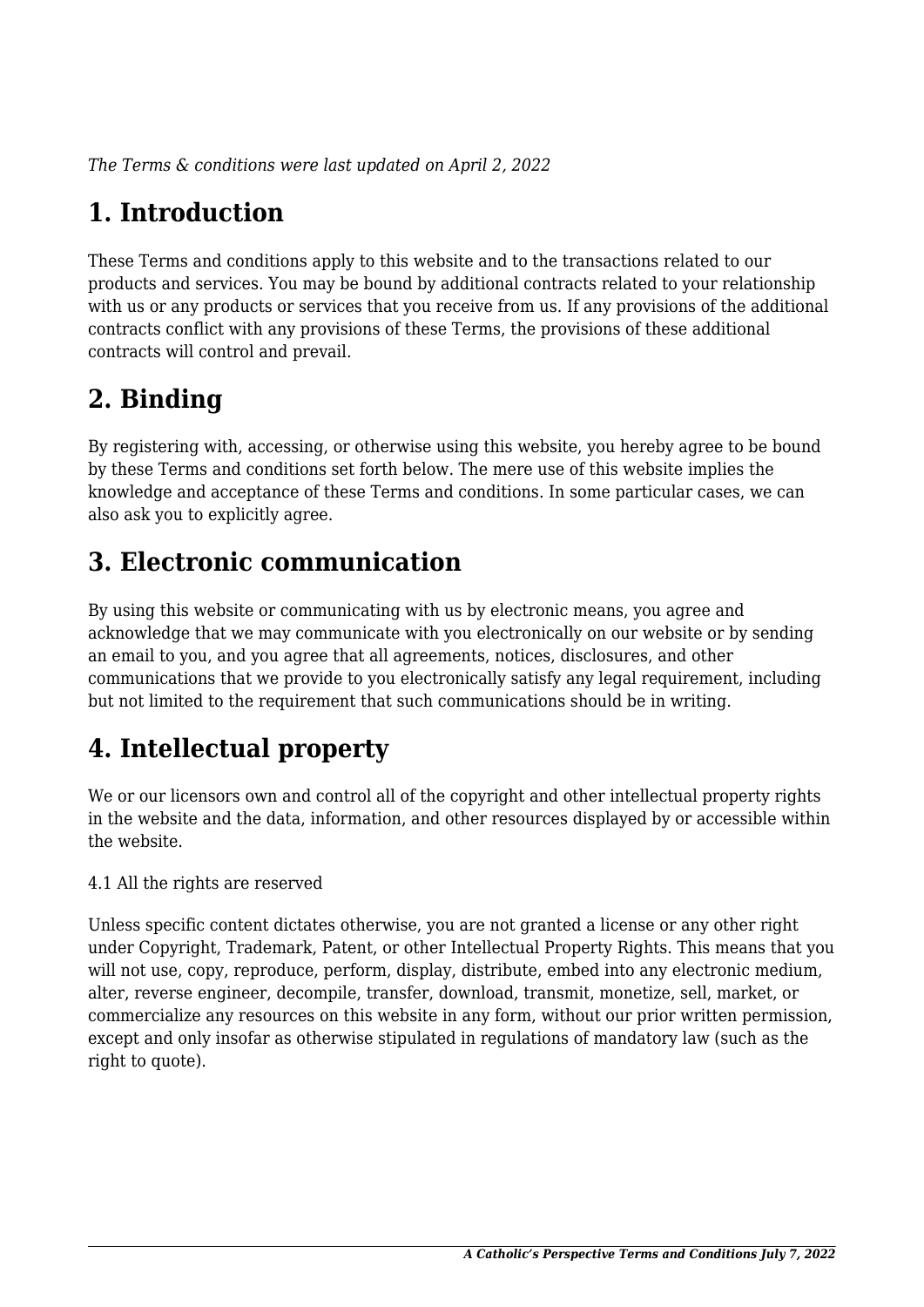*The Terms & conditions were last updated on April 2, 2022*

# 1. Introduction

These Terms and conditions apply to this website and to the transactions related to our products and services. You may be bound by additional contracts related to your relationship with us or any products or services that you receive from us. If any provisions of the additional contracts conflict with any provisions of these Terms, the provisions of these additional contracts will control and prevail.

# 2. Binding

By registering with, accessing, or otherwise using this website, you hereby agree to be bound by these Terms and conditions set forth below. The mere use of this website implies the knowledge and acceptance of these Terms and conditions. In some particular cases, we can also ask you to explicitly agree.

# 3. Electronic communication

By using this website or communicating with us by electronic means, you agree and acknowledge that we may communicate with you electronically on our website or by sending an email to you, and you agree that all agreements, notices, disclosures, and other communications that we provide to you electronically satisfy any legal requirement, including but not limited to the requirement that such communications should be in writing.

# 4. Intellectual property

We or our licensors own and control all of the copyright and other intellectual property rights in the website and the data, information, and other resources displayed by or accessible within the website.

4.1 All the rights are reserved

Unless specific content dictates otherwise, you are not granted a license or any other right under Copyright, Trademark, Patent, or other Intellectual Property Rights. This means that you will not use, copy, reproduce, perform, display, distribute, embed into any electronic medium, alter, reverse engineer, decompile, transfer, download, transmit, monetize, sell, market, or commercialize any resources on this website in any form, without our prior written permission, except and only insofar as otherwise stipulated in regulations of mandatory law (such as the right to quote).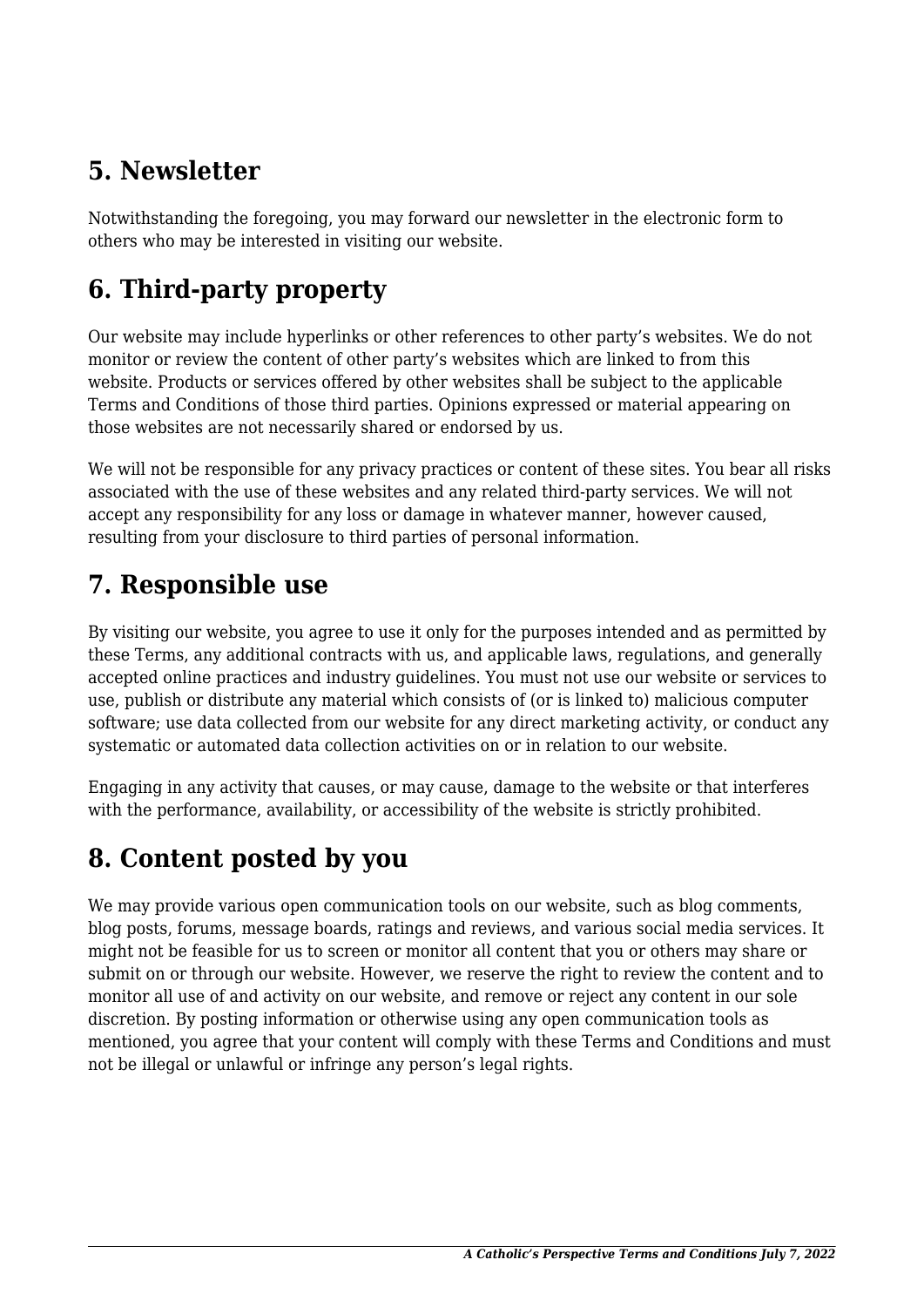## 5. Newsletter

Notwithstanding the foregoing, you may forward our newsletter in the electronic form to others who may be interested in visiting our website.

## 6. Third-party property

Our website may include hyperlinks or other references to other party's websites. We do not monitor or review the content of other party's websites which are linked to from this website. Products or services offered by other websites shall be subject to the applicable Terms and Conditions of those third parties. Opinions expressed or material appearing on those websites are not necessarily shared or endorsed by us.

We will not be responsible for any privacy practices or content of these sites. You bear all risks associated with the use of these websites and any related third-party services. We will not accept any responsibility for any loss or damage in whatever manner, however caused, resulting from your disclosure to third parties of personal information.

## 7. Responsible use

By visiting our website, you agree to use it only for the purposes intended and as permitted by these Terms, any additional contracts with us, and applicable laws, regulations, and generally accepted online practices and industry guidelines. You must not use our website or services to use, publish or distribute any material which consists of (or is linked to) malicious computer software; use data collected from our website for any direct marketing activity, or conduct any systematic or automated data collection activities on or in relation to our website.

Engaging in any activity that causes, or may cause, damage to the website or that interferes with the performance, availability, or accessibility of the website is strictly prohibited.

## 8. Content posted by you

We may provide various open communication tools on our website, such as blog comments, blog posts, forums, message boards, ratings and reviews, and various social media services. It might not be feasible for us to screen or monitor all content that you or others may share or submit on or through our website. However, we reserve the right to review the content and to monitor all use of and activity on our website, and remove or reject any content in our sole discretion. By posting information or otherwise using any open communication tools as mentioned, you agree that your content will comply with these Terms and Conditions and must not be illegal or unlawful or infringe any person's legal rights.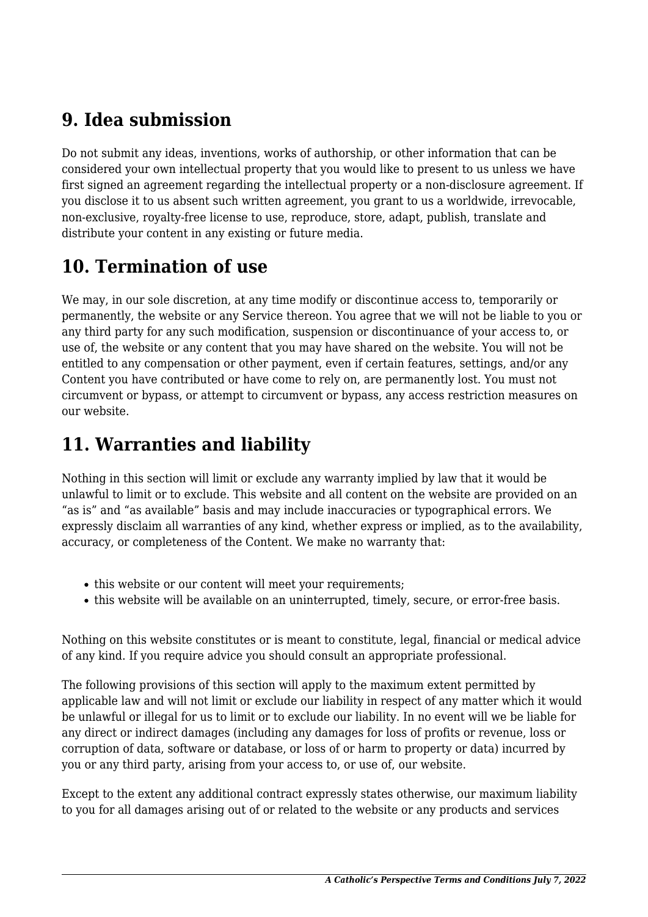## 9. Idea submission

Do not submit any ideas, inventions, works of authorship, or other information that can be considered your own intellectual property that you would like to present to us unless we have first signed an agreement regarding the intellectual property or a non-disclosure agreement. If you disclose it to us absent such written agreement, you grant to us a worldwide, irrevocable, non-exclusive, royalty-free license to use, reproduce, store, adapt, publish, translate and distribute your content in any existing or future media.

## 10. Termination of use

We may, in our sole discretion, at any time modify or discontinue access to, temporarily or permanently, the website or any Service thereon. You agree that we will not be liable to you or any third party for any such modification, suspension or discontinuance of your access to, or use of, the website or any content that you may have shared on the website. You will not be entitled to any compensation or other payment, even if certain features, settings, and/or any Content you have contributed or have come to rely on, are permanently lost. You must not circumvent or bypass, or attempt to circumvent or bypass, any access restriction measures on our website.

## 11. Warranties and liability

Nothing in this section will limit or exclude any warranty implied by law that it would be unlawful to limit or to exclude. This website and all content on the website are provided on an "as is" and "as available" basis and may include inaccuracies or typographical errors. We expressly disclaim all warranties of any kind, whether express or implied, as to the availability, accuracy, or completeness of the Content. We make no warranty that:

- this website or our content will meet your requirements;
- this website will be available on an uninterrupted, timely, secure, or error-free basis.

Nothing on this website constitutes or is meant to constitute, legal, financial or medical advice of any kind. If you require advice you should consult an appropriate professional.

The following provisions of this section will apply to the maximum extent permitted by applicable law and will not limit or exclude our liability in respect of any matter which it would be unlawful or illegal for us to limit or to exclude our liability. In no event will we be liable for any direct or indirect damages (including any damages for loss of profits or revenue, loss or corruption of data, software or database, or loss of or harm to property or data) incurred by you or any third party, arising from your access to, or use of, our website.

Except to the extent any additional contract expressly states otherwise, our maximum liability to you for all damages arising out of or related to the website or any products and services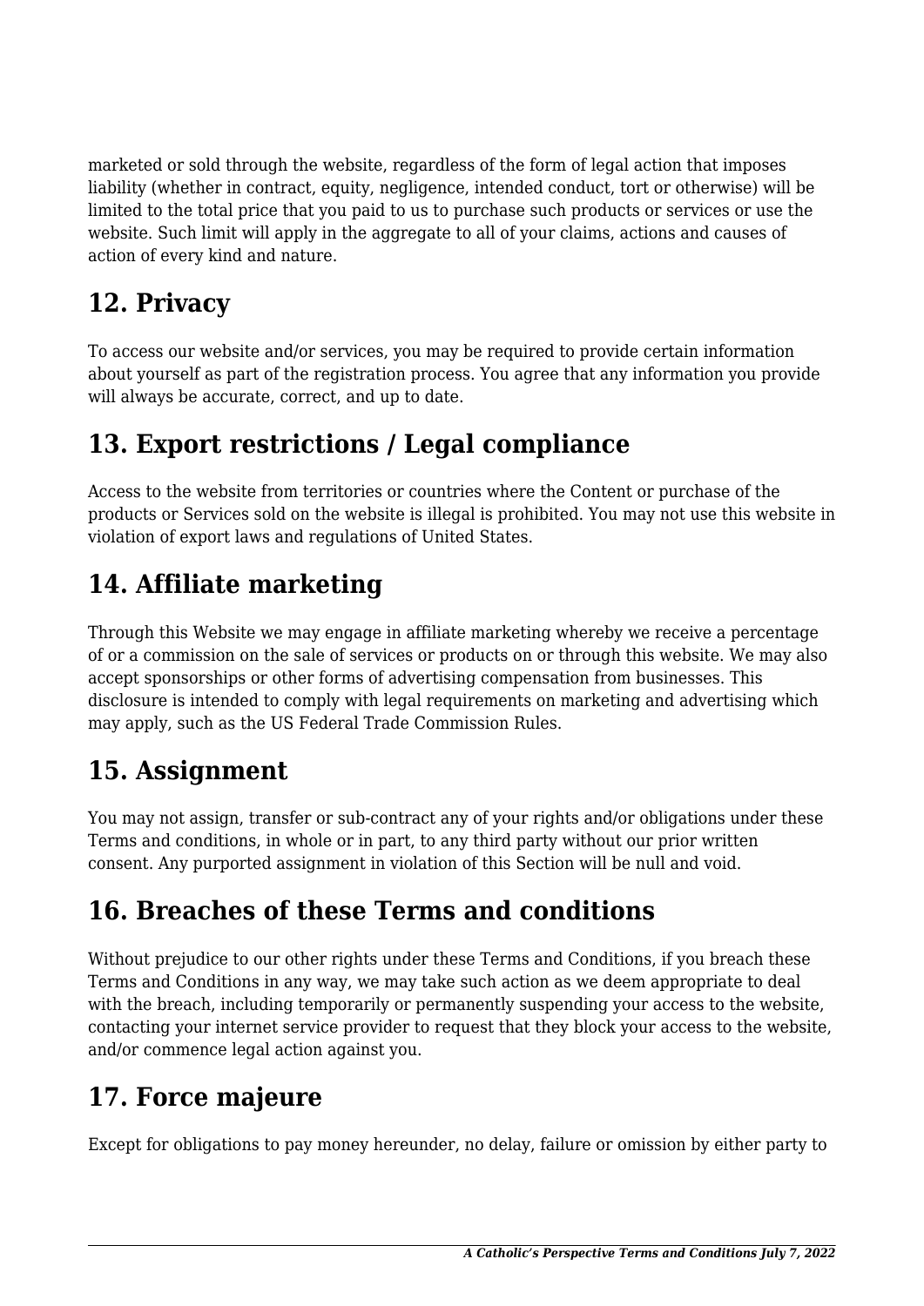marketed or sold through the website, regardless of the form of legal action that imposes liability (whether in contract, equity, negligence, intended conduct, tort or otherwise) will be limited to the total price that you paid to us to purchase such products or services or use the website. Such limit will apply in the aggregate to all of your claims, actions and causes of action of every kind and nature.

## 12. Privacy

To access our website and/or services, you may be required to provide certain information about yourself as part of the registration process. You agree that any information you provide will always be accurate, correct, and up to date.

## 13. Export restrictions / Legal compliance

Access to the website from territories or countries where the Content or purchase of the products or Services sold on the website is illegal is prohibited. You may not use this website in violation of export laws and regulations of United States.

## 14. Affiliate marketing

Through this Website we may engage in affiliate marketing whereby we receive a percentage of or a commission on the sale of services or products on or through this website. We may also accept sponsorships or other forms of advertising compensation from businesses. This disclosure is intended to comply with legal requirements on marketing and advertising which may apply, such as the US Federal Trade Commission Rules.

## 15. Assignment

You may not assign, transfer or sub-contract any of your rights and/or obligations under these Terms and conditions, in whole or in part, to any third party without our prior written consent. Any purported assignment in violation of this Section will be null and void.

## 16. Breaches of these Terms and conditions

Without prejudice to our other rights under these Terms and Conditions, if you breach these Terms and Conditions in any way, we may take such action as we deem appropriate to deal with the breach, including temporarily or permanently suspending your access to the website, contacting your internet service provider to request that they block your access to the website, and/or commence legal action against you.

## 17. Force majeure

Except for obligations to pay money hereunder, no delay, failure or omission by either party to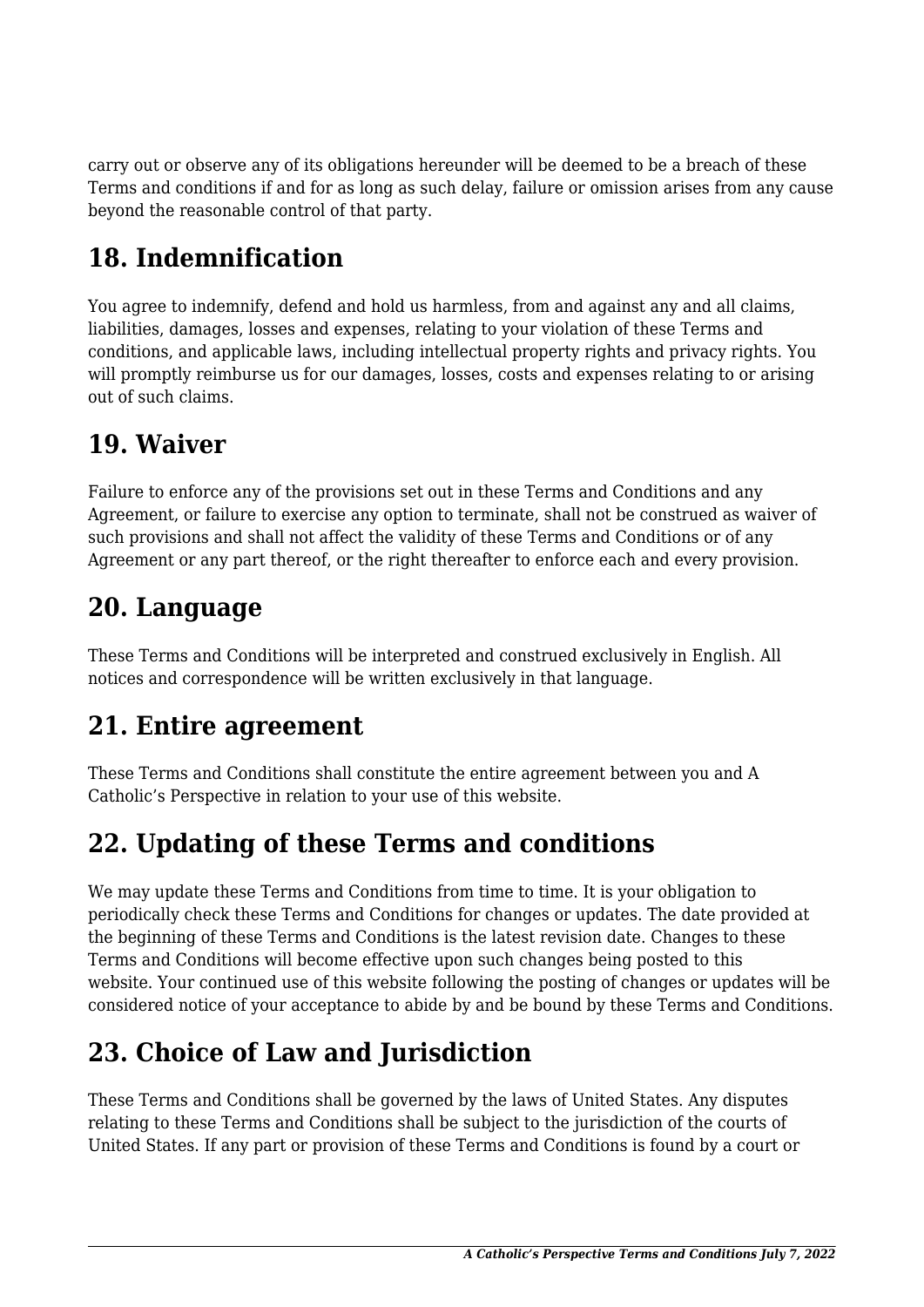carry out or observe any of its obligations hereunder will be deemed to be a breach of these Terms and conditions if and for as long as such delay, failure or omission arises from any cause beyond the reasonable control of that party.

## 18. Indemnification

You agree to indemnify, defend and hold us harmless, from and against any and all claims, liabilities, damages, losses and expenses, relating to your violation of these Terms and conditions, and applicable laws, including intellectual property rights and privacy rights. You will promptly reimburse us for our damages, losses, costs and expenses relating to or arising out of such claims.

## 19. Waiver

Failure to enforce any of the provisions set out in these Terms and Conditions and any Agreement, or failure to exercise any option to terminate, shall not be construed as waiver of such provisions and shall not affect the validity of these Terms and Conditions or of any Agreement or any part thereof, or the right thereafter to enforce each and every provision.

## 20. Language

These Terms and Conditions will be interpreted and construed exclusively in English. All notices and correspondence will be written exclusively in that language.

## 21. Entire agreement

These Terms and Conditions shall constitute the entire agreement between you and A Catholic's Perspective in relation to your use of this website.

## 22. Updating of these Terms and conditions

We may update these Terms and Conditions from time to time. It is your obligation to periodically check these Terms and Conditions for changes or updates. The date provided at the beginning of these Terms and Conditions is the latest revision date. Changes to these Terms and Conditions will become effective upon such changes being posted to this website. Your continued use of this website following the posting of changes or updates will be considered notice of your acceptance to abide by and be bound by these Terms and Conditions.

## 23. Choice of Law and Jurisdiction

These Terms and Conditions shall be governed by the laws of United States. Any disputes relating to these Terms and Conditions shall be subject to the jurisdiction of the courts of United States. If any part or provision of these Terms and Conditions is found by a court or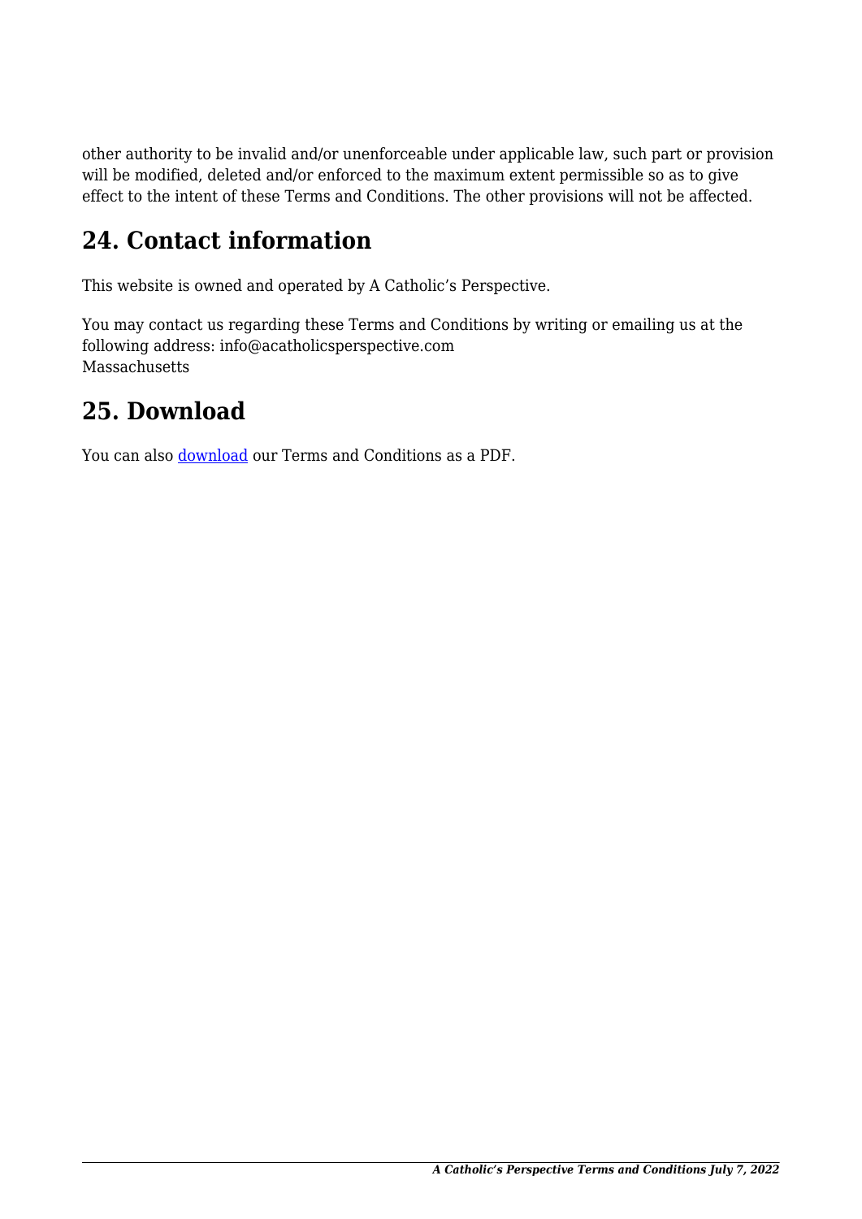other authority to be invalid and/or unenforceable under applicable law, such part or provision will be modified, deleted and/or enforced to the maximum extent permissible so as to give effect to the intent of these Terms and Conditions. The other provisions will not be affected.

## 24. Contact information

This website is owned and operated by A Catholic's Perspective.

You may contact us regarding these Terms and Conditions by writing or emailing us at the following address: info@acatholicsperspective.com
Massachusetts

## 25. Download

You can also download our Terms and Conditions as a PDF.